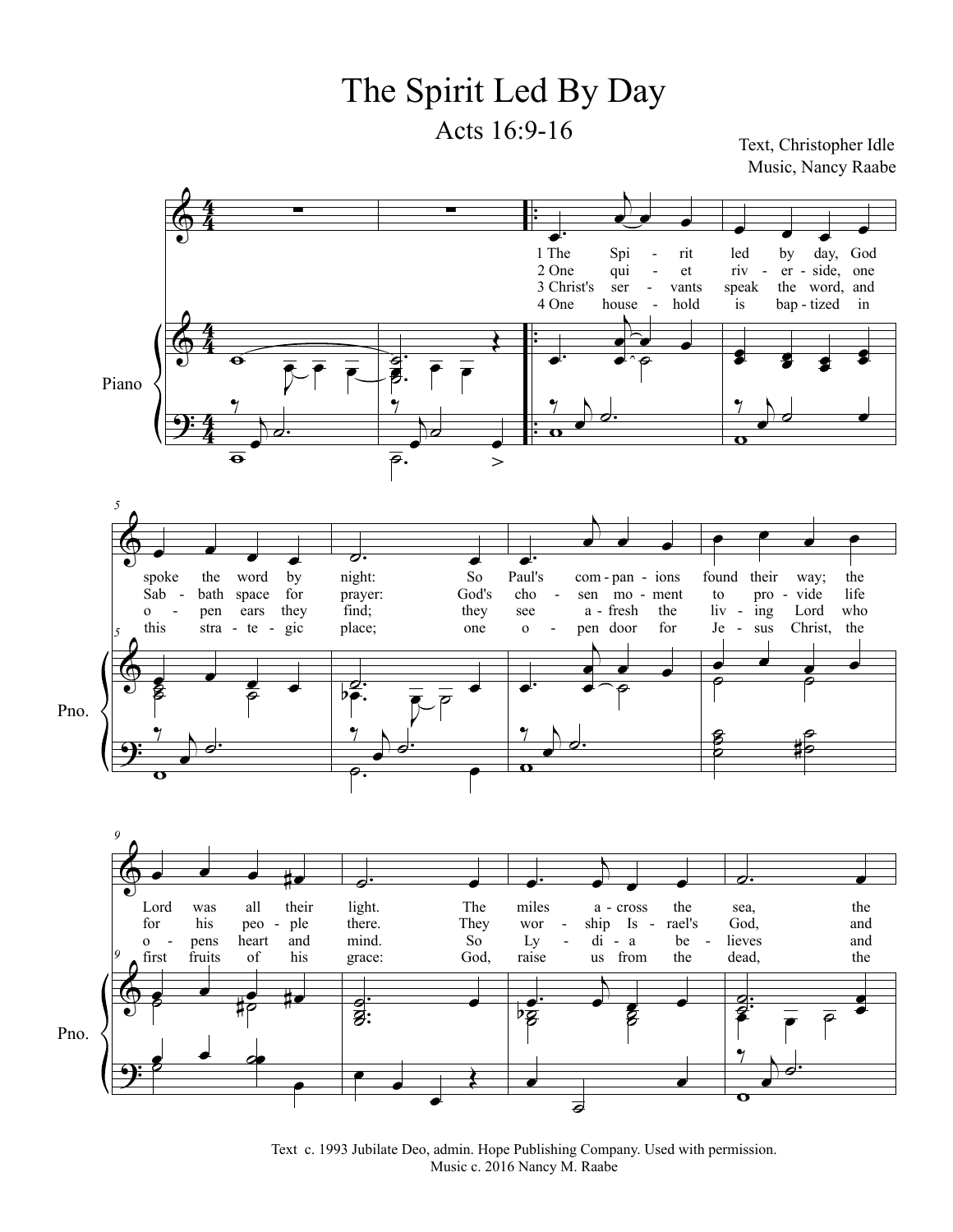# The Spirit Led By Day

## Acts 16:9-16

Text, Christopher Idle
Music, Nancy Raabe

1 The Spirit led by day, God spoke the word by night: So Paul's companions found their way; the Lord was all their light. The miles across the sea, the

2 One quiet riverside, one Sabbath space for prayer: God's chosen moment to provide life for his people there. They worship Israel's God, and

3 Christ's servants speak the word, and open ears they find; they see afresh the living Lord who opens heart and mind. So Lydia believes and

4 One household is baptized in this strategic place; one open door for Jesus Christ, the first fruits of his grace: God, raise us from the dead, the

Text c. 1993 Jubilate Deo, admin. Hope Publishing Company. Used with permission.
Music c. 2016 Nancy M. Raabe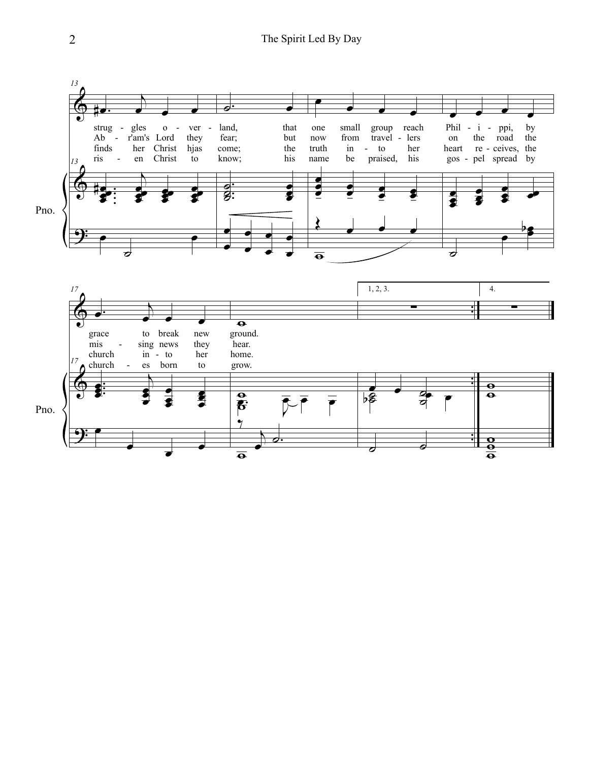13

strug - gles o - ver - land, that one small group reach Phil - i - ppi, by grace to break new ground.

Ab - r'am's Lord they fear; but now from travel - lers on the road the mis - sing news they hear.

finds her Christ hjas come; the truth in - to her heart re - ceives, the church in - to her home.

ris - en Christ to know; his name be praised, his gos - pel spread by church - es born to grow.

Pno.

17

1, 2, 3.

4.